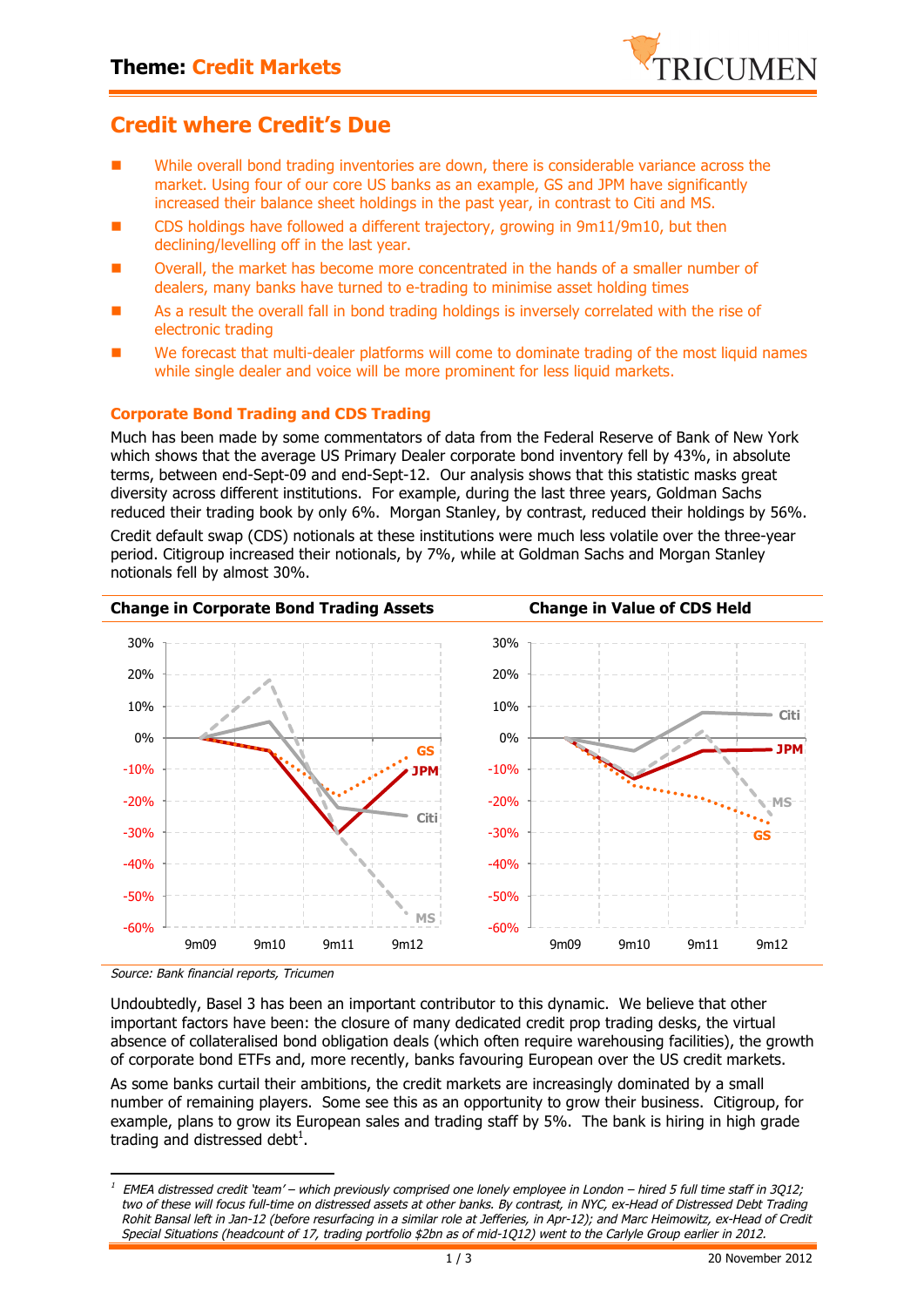# Theme: Credit Markets

## Credit where Credit's Due

- While overall bond trading inventories are down, there is considerable variance across the market. Using four of our core US banks as an example, GS and JPM have significantly increased their balance sheet holdings in the past year, in contrast to Citi and MS.
- CDS holdings have followed a different trajectory, growing in 9m11/9m10, but then declining/levelling off in the last year.
- Overall, the market has become more concentrated in the hands of a smaller number of dealers, many banks have turned to e-trading to minimise asset holding times
- As a result the overall fall in bond trading holdings is inversely correlated with the rise of electronic trading
- We forecast that multi-dealer platforms will come to dominate trading of the most liquid names while single dealer and voice will be more prominent for less liquid markets.

### Corporate Bond Trading and CDS Trading

Much has been made by some commentators of data from the Federal Reserve of Bank of New York which shows that the average US Primary Dealer corporate bond inventory fell by 43%, in absolute terms, between end-Sept-09 and end-Sept-12. Our analysis shows that this statistic masks great diversity across different institutions. For example, during the last three years, Goldman Sachs reduced their trading book by only 6%. Morgan Stanley, by contrast, reduced their holdings by 56%.

Credit default swap (CDS) notionals at these institutions were much less volatile over the three-year period. Citigroup increased their notionals, by 7%, while at Goldman Sachs and Morgan Stanley notionals fell by almost 30%.

**Change in Corporate Bond Trading Assets**

**Change in Value of CDS Held**

*Source: Bank financial reports, Tricumen*

Undoubtedly, Basel 3 has been an important contributor to this dynamic. We believe that other important factors have been: the closure of many dedicated credit prop trading desks, the virtual absence of collateralised bond obligation deals (which often require warehousing facilities), the growth of corporate bond ETFs and, more recently, banks favouring European over the US credit markets.

As some banks curtail their ambitions, the credit markets are increasingly dominated by a small number of remaining players. Some see this as an opportunity to grow their business. Citigroup, for example, plans to grow its European sales and trading staff by 5%. The bank is hiring in high grade trading and distressed debt[1].

---

[1] *EMEA distressed credit 'team' – which previously comprised one lonely employee in London – hired 5 full time staff in 3Q12; two of these will focus full-time on distressed assets at other banks. By contrast, in NYC, ex-Head of Distressed Debt Trading Rohit Bansal left in Jan-12 (before resurfacing in a similar role at Jefferies, in Apr-12); and Marc Heimowitz, ex-Head of Credit Special Situations (headcount of 17, trading portfolio $2bn as of mid-1Q12) went to the Carlyle Group earlier in 2012.*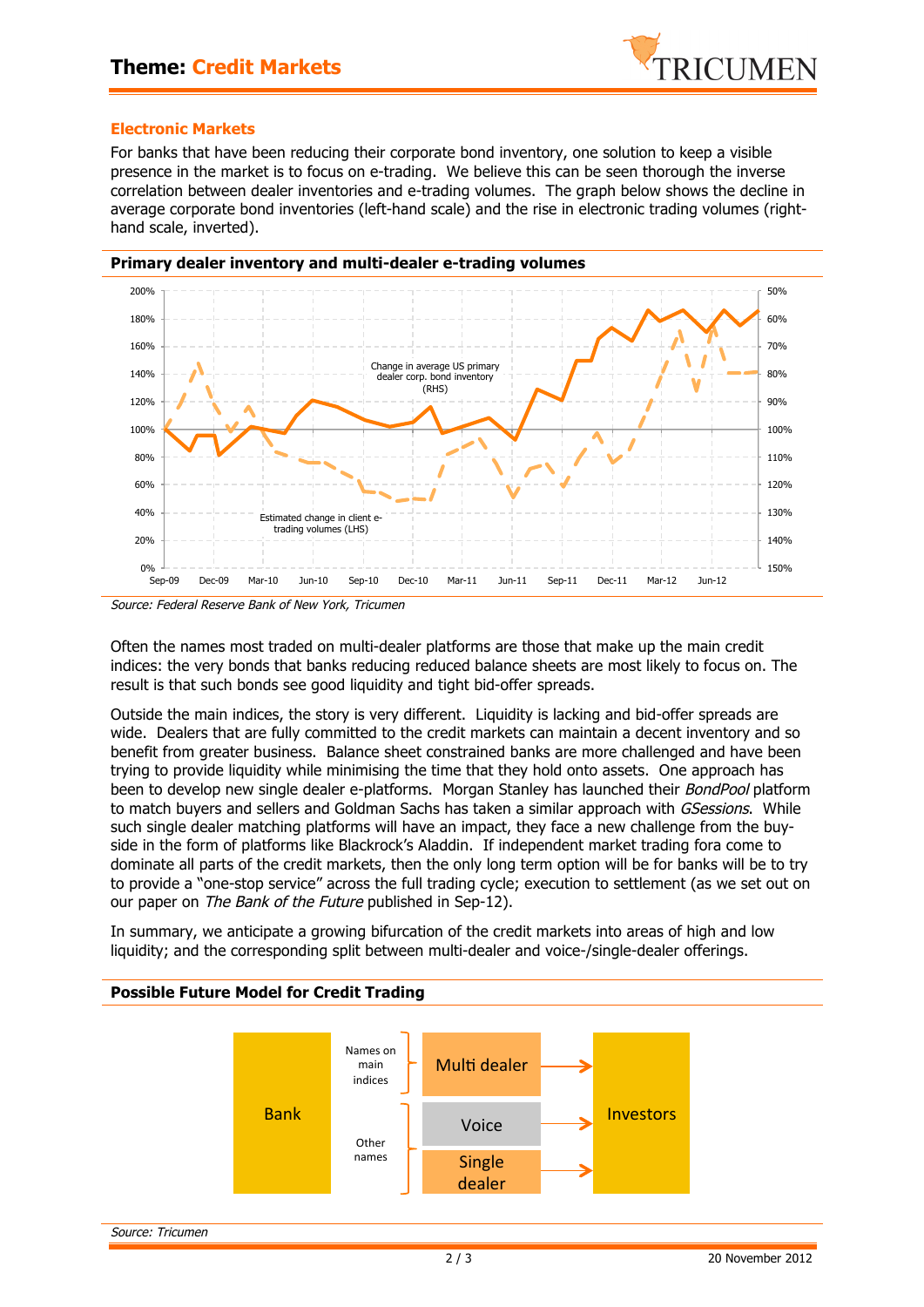## Electronic Markets

For banks that have been reducing their corporate bond inventory, one solution to keep a visible presence in the market is to focus on e-trading. We believe this can be seen thorough the inverse correlation between dealer inventories and e-trading volumes. The graph below shows the decline in average corporate bond inventories (left-hand scale) and the rise in electronic trading volumes (right-hand scale, inverted).

**Primary dealer inventory and multi-dealer e-trading volumes**

Change in average US primary dealer corp. bond inventory (RHS)

Estimated change in client e-trading volumes (LHS)

*Source: Federal Reserve Bank of New York, Tricumen*

Often the names most traded on multi-dealer platforms are those that make up the main credit indices: the very bonds that banks reducing reduced balance sheets are most likely to focus on. The result is that such bonds see good liquidity and tight bid-offer spreads.

Outside the main indices, the story is very different. Liquidity is lacking and bid-offer spreads are wide. Dealers that are fully committed to the credit markets can maintain a decent inventory and so benefit from greater business. Balance sheet constrained banks are more challenged and have been trying to provide liquidity while minimising the time that they hold onto assets. One approach has been to develop new single dealer e-platforms. Morgan Stanley has launched their *BondPool* platform to match buyers and sellers and Goldman Sachs has taken a similar approach with *GSessions*. While such single dealer matching platforms will have an impact, they face a new challenge from the buy-side in the form of platforms like Blackrock's Aladdin. If independent market trading fora come to dominate all parts of the credit markets, then the only long term option will be for banks will be to try to provide a "one-stop service" across the full trading cycle; execution to settlement (as we set out on our paper on *The Bank of the Future* published in Sep-12).

In summary, we anticipate a growing bifurcation of the credit markets into areas of high and low liquidity; and the corresponding split between multi-dealer and voice-/single-dealer offerings.

**Possible Future Model for Credit Trading**

Bank — Names on main indices → Multi dealer → Investors

Bank — Other names → Voice → Investors; Single dealer → Investors

*Source: Tricumen*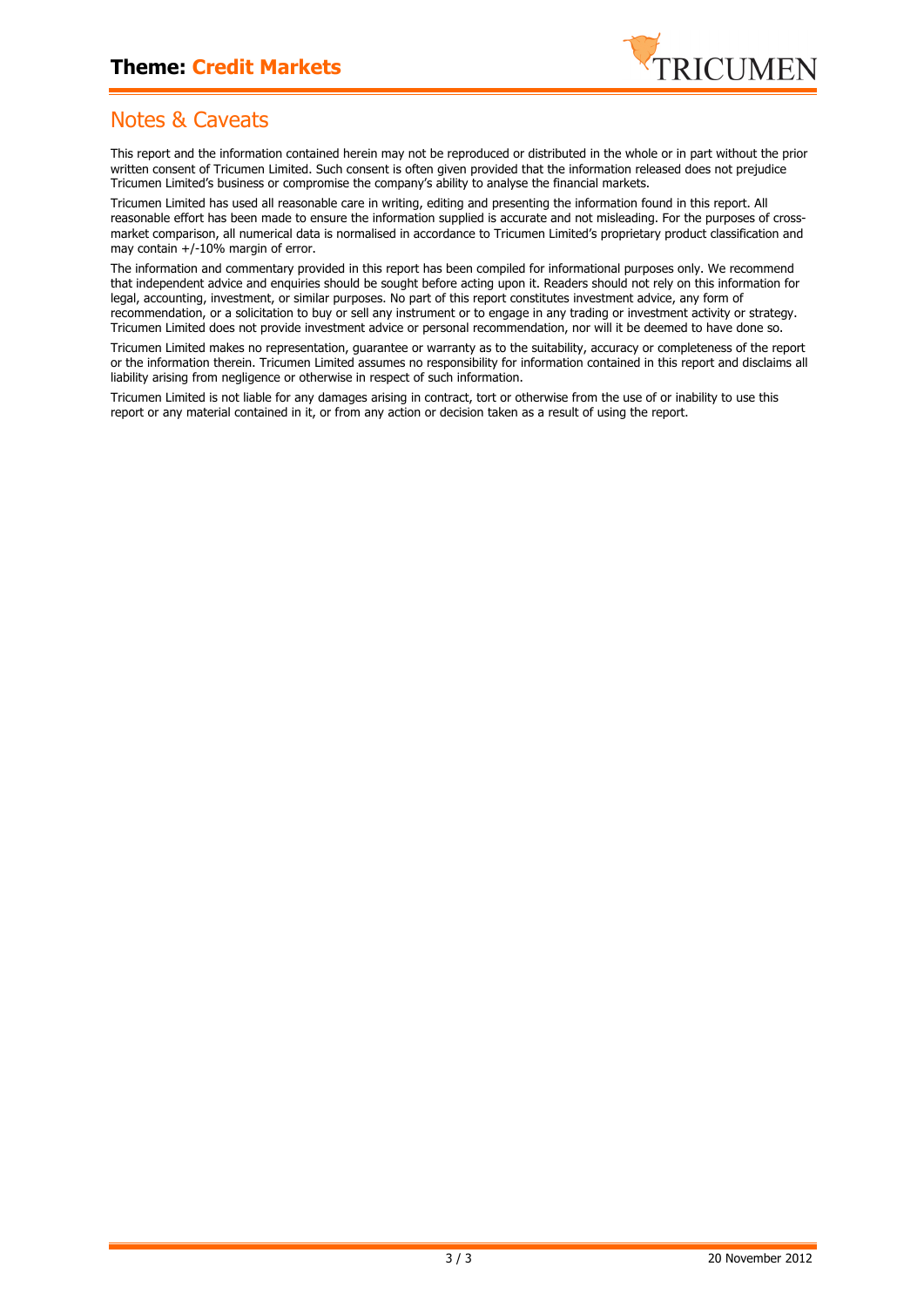## Notes & Caveats

This report and the information contained herein may not be reproduced or distributed in the whole or in part without the prior written consent of Tricumen Limited. Such consent is often given provided that the information released does not prejudice Tricumen Limited's business or compromise the company's ability to analyse the financial markets.

Tricumen Limited has used all reasonable care in writing, editing and presenting the information found in this report. All reasonable effort has been made to ensure the information supplied is accurate and not misleading. For the purposes of cross-market comparison, all numerical data is normalised in accordance to Tricumen Limited's proprietary product classification and may contain +/-10% margin of error.

The information and commentary provided in this report has been compiled for informational purposes only. We recommend that independent advice and enquiries should be sought before acting upon it. Readers should not rely on this information for legal, accounting, investment, or similar purposes. No part of this report constitutes investment advice, any form of recommendation, or a solicitation to buy or sell any instrument or to engage in any trading or investment activity or strategy. Tricumen Limited does not provide investment advice or personal recommendation, nor will it be deemed to have done so.

Tricumen Limited makes no representation, guarantee or warranty as to the suitability, accuracy or completeness of the report or the information therein. Tricumen Limited assumes no responsibility for information contained in this report and disclaims all liability arising from negligence or otherwise in respect of such information.

Tricumen Limited is not liable for any damages arising in contract, tort or otherwise from the use of or inability to use this report or any material contained in it, or from any action or decision taken as a result of using the report.